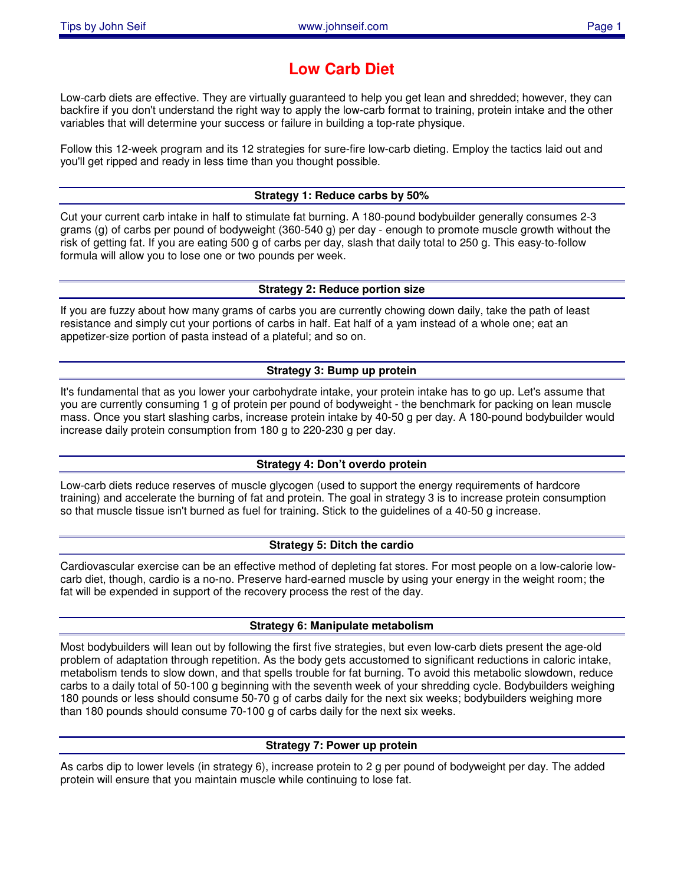# Low Carb Diet

Low-carb diets are effective. They are virtually guaranteed to help you get lean and shredded; however, they can backfire if you don't understand the right way to apply the low-carb format to training, protein intake and the other variables that will determine your success or failure in building a top-rate physique.

Follow this 12-week program and its 12 strategies for sure-fire low-carb dieting. Employ the tactics laid out and you'll get ripped and ready in less time than you thought possible.

---

### Strategy 1: Reduce carbs by 50%

Cut your current carb intake in half to stimulate fat burning. A 180-pound bodybuilder generally consumes 2-3 grams (g) of carbs per pound of bodyweight (360-540 g) per day - enough to promote muscle growth without the risk of getting fat. If you are eating 500 g of carbs per day, slash that daily total to 250 g. This easy-to-follow formula will allow you to lose one or two pounds per week.

---

### Strategy 2: Reduce portion size

If you are fuzzy about how many grams of carbs you are currently chowing down daily, take the path of least resistance and simply cut your portions of carbs in half. Eat half of a yam instead of a whole one; eat an appetizer-size portion of pasta instead of a plateful; and so on.

---

### Strategy 3: Bump up protein

It's fundamental that as you lower your carbohydrate intake, your protein intake has to go up. Let's assume that you are currently consuming 1 g of protein per pound of bodyweight - the benchmark for packing on lean muscle mass. Once you start slashing carbs, increase protein intake by 40-50 g per day. A 180-pound bodybuilder would increase daily protein consumption from 180 g to 220-230 g per day.

---

### Strategy 4: Don't overdo protein

Low-carb diets reduce reserves of muscle glycogen (used to support the energy requirements of hardcore training) and accelerate the burning of fat and protein. The goal in strategy 3 is to increase protein consumption so that muscle tissue isn't burned as fuel for training. Stick to the guidelines of a 40-50 g increase.

---

### Strategy 5: Ditch the cardio

Cardiovascular exercise can be an effective method of depleting fat stores. For most people on a low-calorie low-carb diet, though, cardio is a no-no. Preserve hard-earned muscle by using your energy in the weight room; the fat will be expended in support of the recovery process the rest of the day.

---

### Strategy 6: Manipulate metabolism

Most bodybuilders will lean out by following the first five strategies, but even low-carb diets present the age-old problem of adaptation through repetition. As the body gets accustomed to significant reductions in caloric intake, metabolism tends to slow down, and that spells trouble for fat burning. To avoid this metabolic slowdown, reduce carbs to a daily total of 50-100 g beginning with the seventh week of your shredding cycle. Bodybuilders weighing 180 pounds or less should consume 50-70 g of carbs daily for the next six weeks; bodybuilders weighing more than 180 pounds should consume 70-100 g of carbs daily for the next six weeks.

---

### Strategy 7: Power up protein

As carbs dip to lower levels (in strategy 6), increase protein to 2 g per pound of bodyweight per day. The added protein will ensure that you maintain muscle while continuing to lose fat.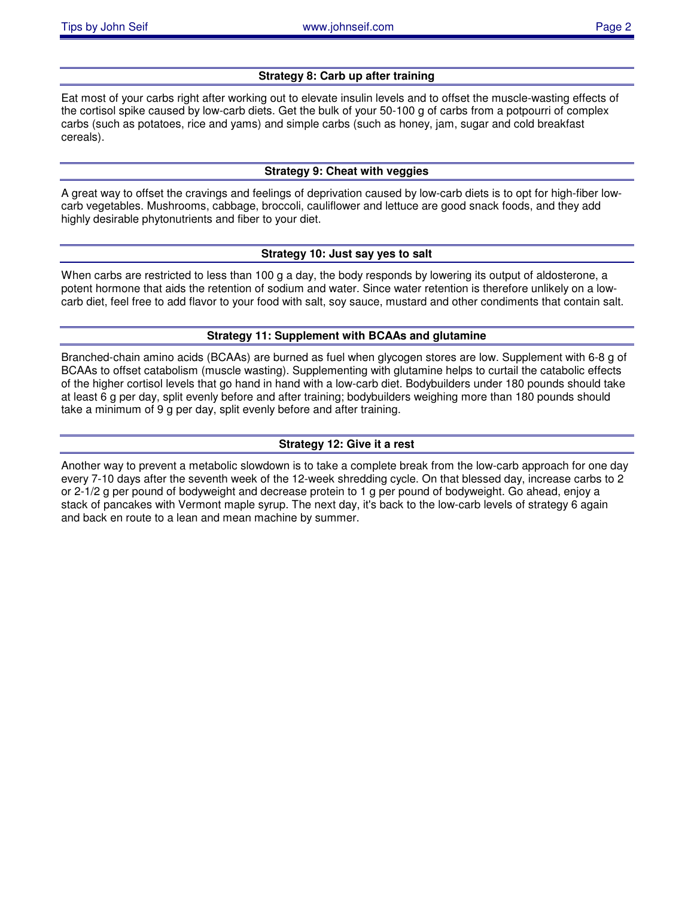## Strategy 8: Carb up after training

Eat most of your carbs right after working out to elevate insulin levels and to offset the muscle-wasting effects of the cortisol spike caused by low-carb diets. Get the bulk of your 50-100 g of carbs from a potpourri of complex carbs (such as potatoes, rice and yams) and simple carbs (such as honey, jam, sugar and cold breakfast cereals).

## Strategy 9: Cheat with veggies

A great way to offset the cravings and feelings of deprivation caused by low-carb diets is to opt for high-fiber low-carb vegetables. Mushrooms, cabbage, broccoli, cauliflower and lettuce are good snack foods, and they add highly desirable phytonutrients and fiber to your diet.

## Strategy 10: Just say yes to salt

When carbs are restricted to less than 100 g a day, the body responds by lowering its output of aldosterone, a potent hormone that aids the retention of sodium and water. Since water retention is therefore unlikely on a low-carb diet, feel free to add flavor to your food with salt, soy sauce, mustard and other condiments that contain salt.

## Strategy 11: Supplement with BCAAs and glutamine

Branched-chain amino acids (BCAAs) are burned as fuel when glycogen stores are low. Supplement with 6-8 g of BCAAs to offset catabolism (muscle wasting). Supplementing with glutamine helps to curtail the catabolic effects of the higher cortisol levels that go hand in hand with a low-carb diet. Bodybuilders under 180 pounds should take at least 6 g per day, split evenly before and after training; bodybuilders weighing more than 180 pounds should take a minimum of 9 g per day, split evenly before and after training.

## Strategy 12: Give it a rest

Another way to prevent a metabolic slowdown is to take a complete break from the low-carb approach for one day every 7-10 days after the seventh week of the 12-week shredding cycle. On that blessed day, increase carbs to 2 or 2-1/2 g per pound of bodyweight and decrease protein to 1 g per pound of bodyweight. Go ahead, enjoy a stack of pancakes with Vermont maple syrup. The next day, it's back to the low-carb levels of strategy 6 again and back en route to a lean and mean machine by summer.